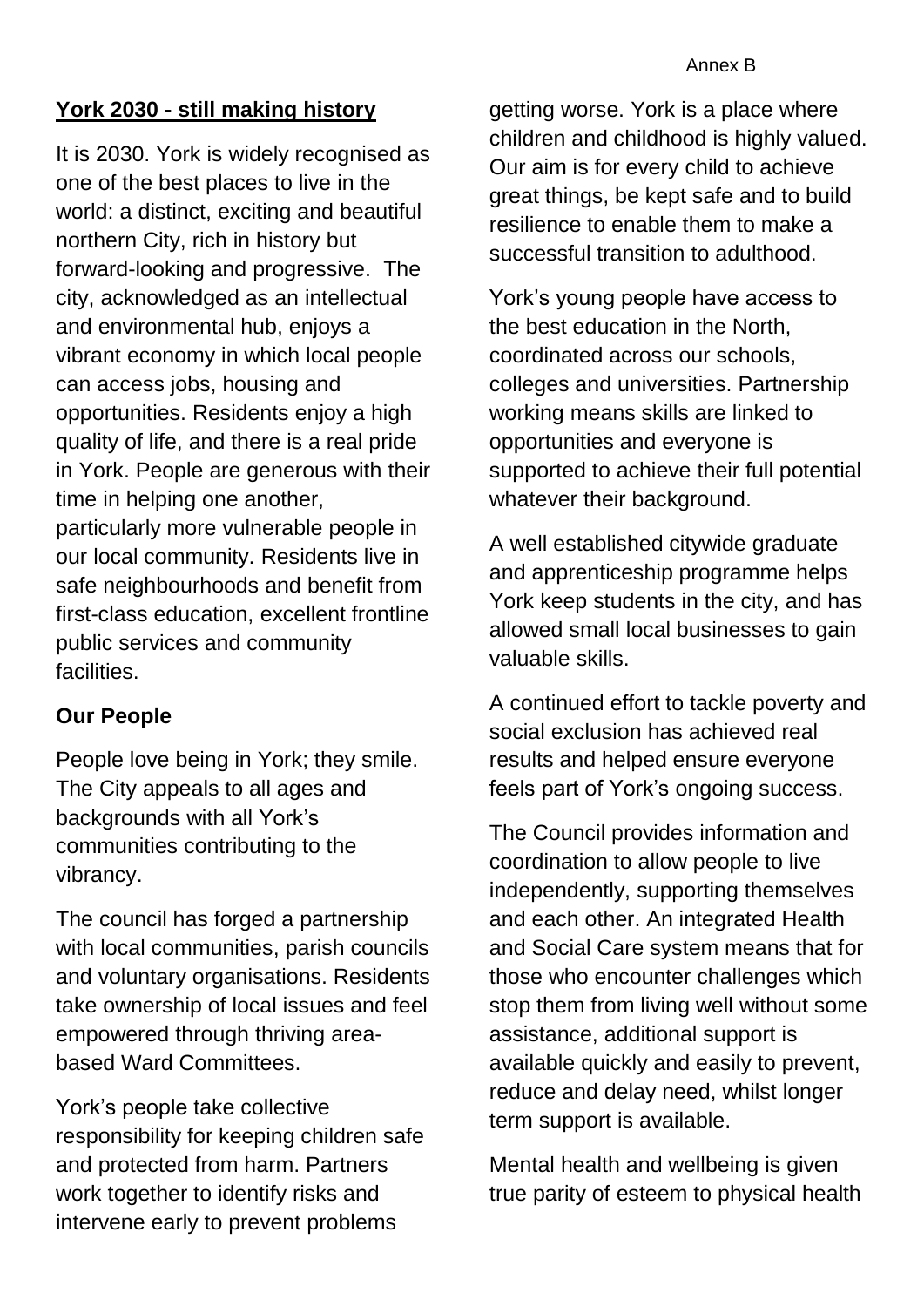Annex B

## York 2030 - still making history

It is 2030. York is widely recognised as one of the best places to live in the world: a distinct, exciting and beautiful northern City, rich in history but forward-looking and progressive. The city, acknowledged as an intellectual and environmental hub, enjoys a vibrant economy in which local people can access jobs, housing and opportunities. Residents enjoy a high quality of life, and there is a real pride in York. People are generous with their time in helping one another, particularly more vulnerable people in our local community. Residents live in safe neighbourhoods and benefit from first-class education, excellent frontline public services and community facilities.

### Our People

People love being in York; they smile. The City appeals to all ages and backgrounds with all York's communities contributing to the vibrancy.

The council has forged a partnership with local communities, parish councils and voluntary organisations. Residents take ownership of local issues and feel empowered through thriving area-based Ward Committees.

York's people take collective responsibility for keeping children safe and protected from harm. Partners work together to identify risks and intervene early to prevent problems getting worse. York is a place where children and childhood is highly valued. Our aim is for every child to achieve great things, be kept safe and to build resilience to enable them to make a successful transition to adulthood.

York's young people have access to the best education in the North, coordinated across our schools, colleges and universities. Partnership working means skills are linked to opportunities and everyone is supported to achieve their full potential whatever their background.

A well established citywide graduate and apprenticeship programme helps York keep students in the city, and has allowed small local businesses to gain valuable skills.

A continued effort to tackle poverty and social exclusion has achieved real results and helped ensure everyone feels part of York's ongoing success.

The Council provides information and coordination to allow people to live independently, supporting themselves and each other. An integrated Health and Social Care system means that for those who encounter challenges which stop them from living well without some assistance, additional support is available quickly and easily to prevent, reduce and delay need, whilst longer term support is available.

Mental health and wellbeing is given true parity of esteem to physical health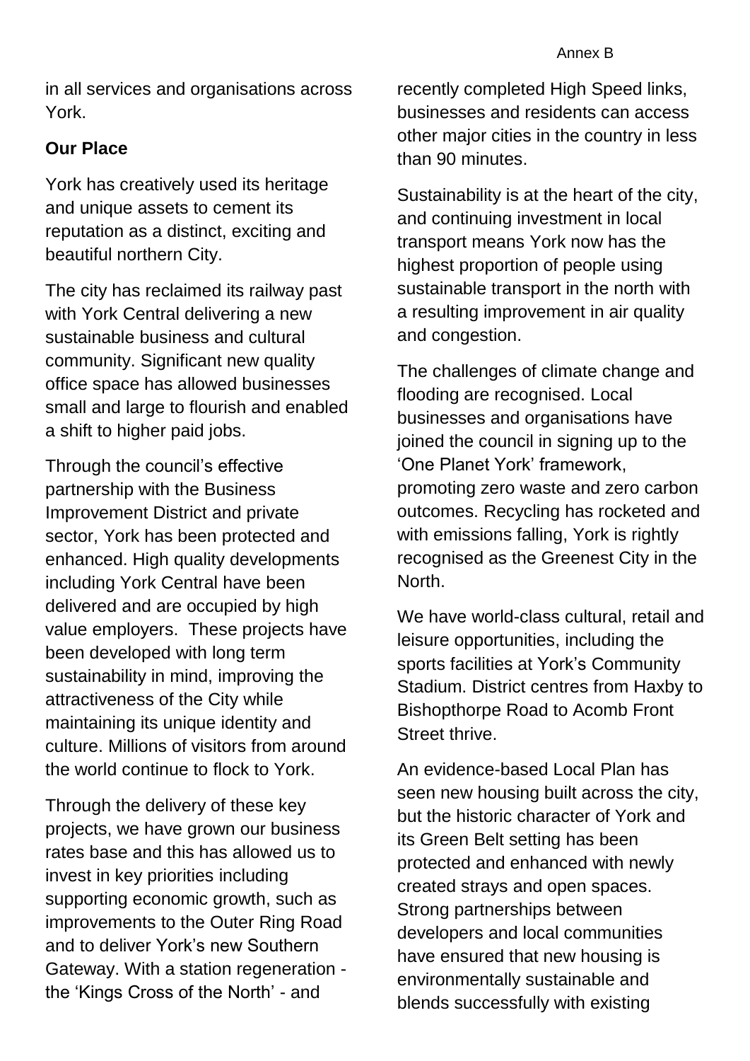in all services and organisations across York.

**Our Place**

York has creatively used its heritage and unique assets to cement its reputation as a distinct, exciting and beautiful northern City.

The city has reclaimed its railway past with York Central delivering a new sustainable business and cultural community. Significant new quality office space has allowed businesses small and large to flourish and enabled a shift to higher paid jobs.

Through the council's effective partnership with the Business Improvement District and private sector, York has been protected and enhanced. High quality developments including York Central have been delivered and are occupied by high value employers. These projects have been developed with long term sustainability in mind, improving the attractiveness of the City while maintaining its unique identity and culture. Millions of visitors from around the world continue to flock to York.

Through the delivery of these key projects, we have grown our business rates base and this has allowed us to invest in key priorities including supporting economic growth, such as improvements to the Outer Ring Road and to deliver York's new Southern Gateway. With a station regeneration - the 'Kings Cross of the North' - and recently completed High Speed links, businesses and residents can access other major cities in the country in less than 90 minutes.

Sustainability is at the heart of the city, and continuing investment in local transport means York now has the highest proportion of people using sustainable transport in the north with a resulting improvement in air quality and congestion.

The challenges of climate change and flooding are recognised. Local businesses and organisations have joined the council in signing up to the 'One Planet York' framework, promoting zero waste and zero carbon outcomes. Recycling has rocketed and with emissions falling, York is rightly recognised as the Greenest City in the North.

We have world-class cultural, retail and leisure opportunities, including the sports facilities at York's Community Stadium. District centres from Haxby to Bishopthorpe Road to Acomb Front Street thrive.

An evidence-based Local Plan has seen new housing built across the city, but the historic character of York and its Green Belt setting has been protected and enhanced with newly created strays and open spaces. Strong partnerships between developers and local communities have ensured that new housing is environmentally sustainable and blends successfully with existing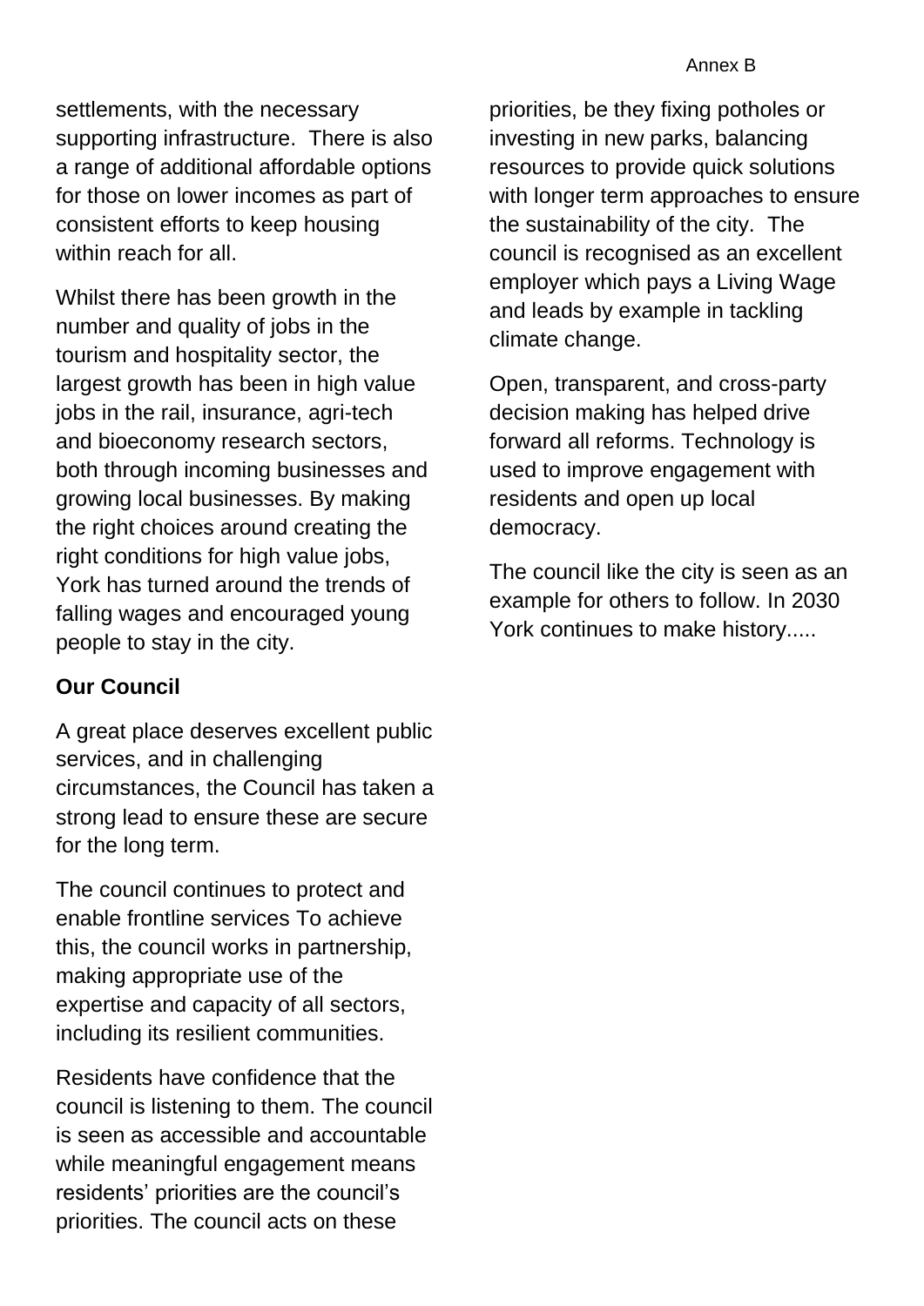settlements, with the necessary supporting infrastructure. There is also a range of additional affordable options for those on lower incomes as part of consistent efforts to keep housing within reach for all.

Whilst there has been growth in the number and quality of jobs in the tourism and hospitality sector, the largest growth has been in high value jobs in the rail, insurance, agri-tech and bioeconomy research sectors, both through incoming businesses and growing local businesses. By making the right choices around creating the right conditions for high value jobs, York has turned around the trends of falling wages and encouraged young people to stay in the city.

**Our Council**

A great place deserves excellent public services, and in challenging circumstances, the Council has taken a strong lead to ensure these are secure for the long term.

The council continues to protect and enable frontline services To achieve this, the council works in partnership, making appropriate use of the expertise and capacity of all sectors, including its resilient communities.

Residents have confidence that the council is listening to them. The council is seen as accessible and accountable while meaningful engagement means residents' priorities are the council's priorities. The council acts on these priorities, be they fixing potholes or investing in new parks, balancing resources to provide quick solutions with longer term approaches to ensure the sustainability of the city. The council is recognised as an excellent employer which pays a Living Wage and leads by example in tackling climate change.

Open, transparent, and cross-party decision making has helped drive forward all reforms. Technology is used to improve engagement with residents and open up local democracy.

The council like the city is seen as an example for others to follow. In 2030 York continues to make history.....